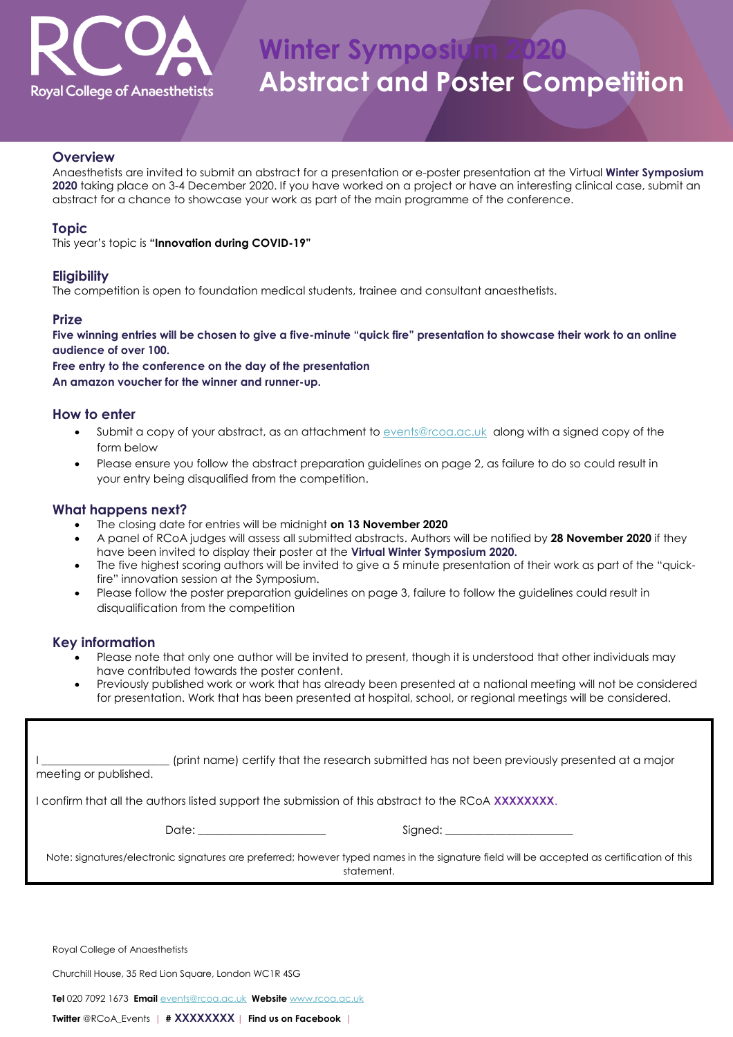RCoA
Royal College of Anaesthetists

# Winter Symposium 2020
# Abstract and Poster Competition

## Overview

Anaesthetists are invited to submit an abstract for a presentation or e-poster presentation at the Virtual **Winter Symposium 2020** taking place on 3-4 December 2020. If you have worked on a project or have an interesting clinical case, submit an abstract for a chance to showcase your work as part of the main programme of the conference.

## Topic

This year's topic is **"Innovation during COVID-19"**

## Eligibility

The competition is open to foundation medical students, trainee and consultant anaesthetists.

## Prize

**Five winning entries will be chosen to give a five-minute "quick fire" presentation to showcase their work to an online audience of over 100.**

**Free entry to the conference on the day of the presentation**

**An amazon voucher for the winner and runner-up.**

## How to enter

- Submit a copy of your abstract, as an attachment to events@rcoa.ac.uk along with a signed copy of the form below
- Please ensure you follow the abstract preparation guidelines on page 2, as failure to do so could result in your entry being disqualified from the competition.

## What happens next?

- The closing date for entries will be midnight **on 13 November 2020**
- A panel of RCoA judges will assess all submitted abstracts. Authors will be notified by **28 November 2020** if they have been invited to display their poster at the **Virtual Winter Symposium 2020.**
- The five highest scoring authors will be invited to give a 5 minute presentation of their work as part of the "quick-fire" innovation session at the Symposium.
- Please follow the poster preparation guidelines on page 3, failure to follow the guidelines could result in disqualification from the competition

## Key information

- Please note that only one author will be invited to present, though it is understood that other individuals may have contributed towards the poster content.
- Previously published work or work that has already been presented at a national meeting will not be considered for presentation. Work that has been presented at hospital, school, or regional meetings will be considered.

---

I ______________________ (print name) certify that the research submitted has not been previously presented at a major meeting or published.

I confirm that all the authors listed support the submission of this abstract to the RCoA **XXXXXXXX**.

Date: ______________________ Signed: ______________________

Note: signatures/electronic signatures are preferred; however typed names in the signature field will be accepted as certification of this statement.

---

Royal College of Anaesthetists

Churchill House, 35 Red Lion Square, London WC1R 4SG

**Tel** 020 7092 1673 **Email** events@rcoa.ac.uk **Website** www.rcoa.ac.uk

**Twitter** @RCoA_Events | **# XXXXXXXX** | **Find us on Facebook** |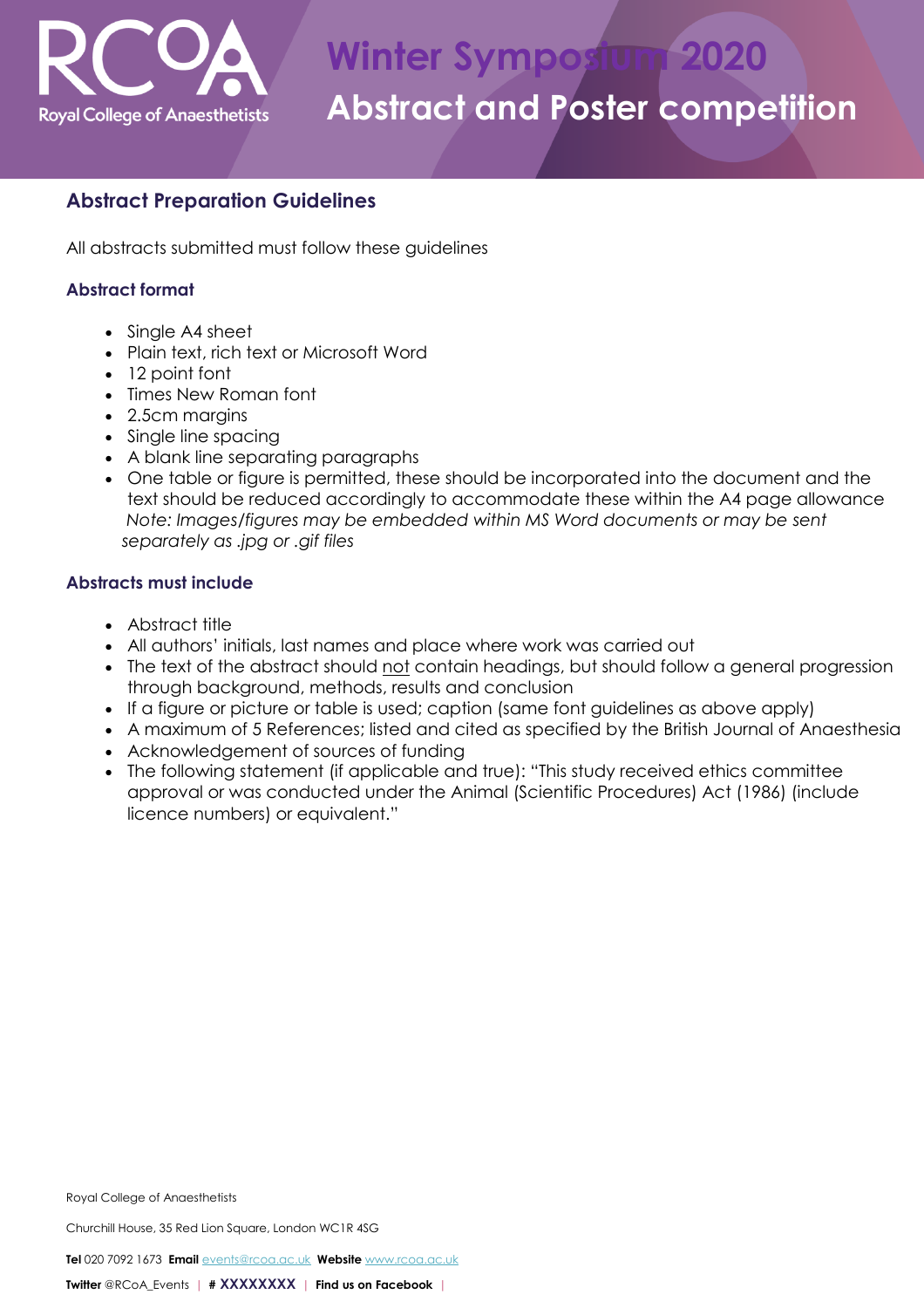# Winter Symposium 2020
## Abstract and Poster competition

### Abstract Preparation Guidelines

All abstracts submitted must follow these guidelines

#### Abstract format

- Single A4 sheet
- Plain text, rich text or Microsoft Word
- 12 point font
- Times New Roman font
- 2.5cm margins
- Single line spacing
- A blank line separating paragraphs
- One table or figure is permitted, these should be incorporated into the document and the text should be reduced accordingly to accommodate these within the A4 page allowance
  *Note: Images/figures may be embedded within MS Word documents or may be sent separately as .jpg or .gif files*

#### Abstracts must include

- Abstract title
- All authors' initials, last names and place where work was carried out
- The text of the abstract should not contain headings, but should follow a general progression through background, methods, results and conclusion
- If a figure or picture or table is used; caption (same font guidelines as above apply)
- A maximum of 5 References; listed and cited as specified by the British Journal of Anaesthesia
- Acknowledgement of sources of funding
- The following statement (if applicable and true): "This study received ethics committee approval or was conducted under the Animal (Scientific Procedures) Act (1986) (include licence numbers) or equivalent."

Royal College of Anaesthetists

Churchill House, 35 Red Lion Square, London WC1R 4SG

**Tel** 020 7092 1673 **Email** events@rcoa.ac.uk **Website** www.rcoa.ac.uk

**Twitter** @RCoA_Events | **# XXXXXXXX** | **Find us on Facebook** |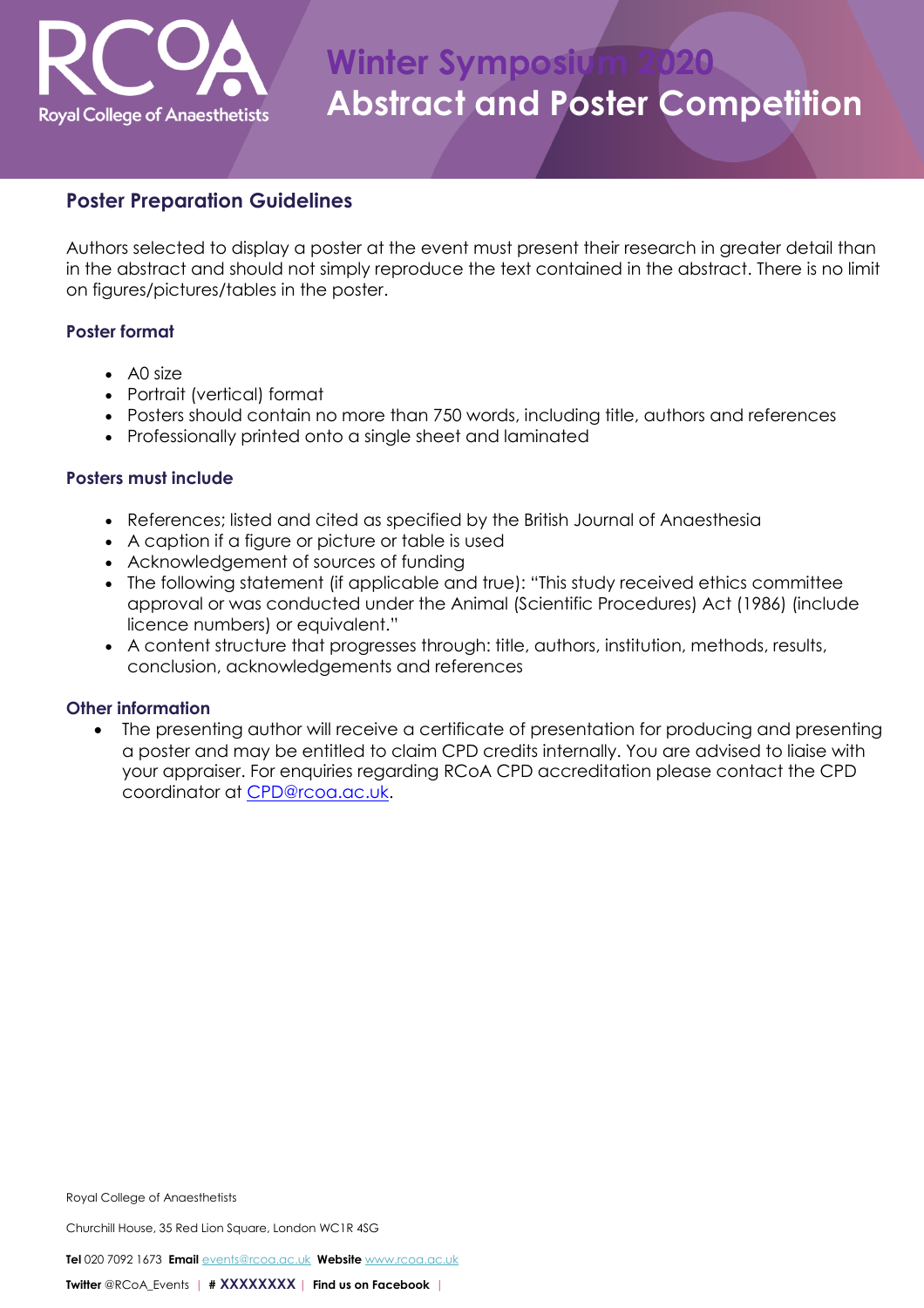# Winter Symposium 2020
# Abstract and Poster Competition

## Poster Preparation Guidelines

Authors selected to display a poster at the event must present their research in greater detail than in the abstract and should not simply reproduce the text contained in the abstract. There is no limit on figures/pictures/tables in the poster.

### Poster format

- A0 size
- Portrait (vertical) format
- Posters should contain no more than 750 words, including title, authors and references
- Professionally printed onto a single sheet and laminated

### Posters must include

- References; listed and cited as specified by the British Journal of Anaesthesia
- A caption if a figure or picture or table is used
- Acknowledgement of sources of funding
- The following statement (if applicable and true): "This study received ethics committee approval or was conducted under the Animal (Scientific Procedures) Act (1986) (include licence numbers) or equivalent."
- A content structure that progresses through: title, authors, institution, methods, results, conclusion, acknowledgements and references

### Other information

- The presenting author will receive a certificate of presentation for producing and presenting a poster and may be entitled to claim CPD credits internally. You are advised to liaise with your appraiser. For enquiries regarding RCoA CPD accreditation please contact the CPD coordinator at CPD@rcoa.ac.uk.

Royal College of Anaesthetists

Churchill House, 35 Red Lion Square, London WC1R 4SG

**Tel** 020 7092 1673 **Email** events@rcoa.ac.uk **Website** www.rcoa.ac.uk

**Twitter** @RCoA_Events | **# XXXXXXXX** | **Find us on Facebook** |